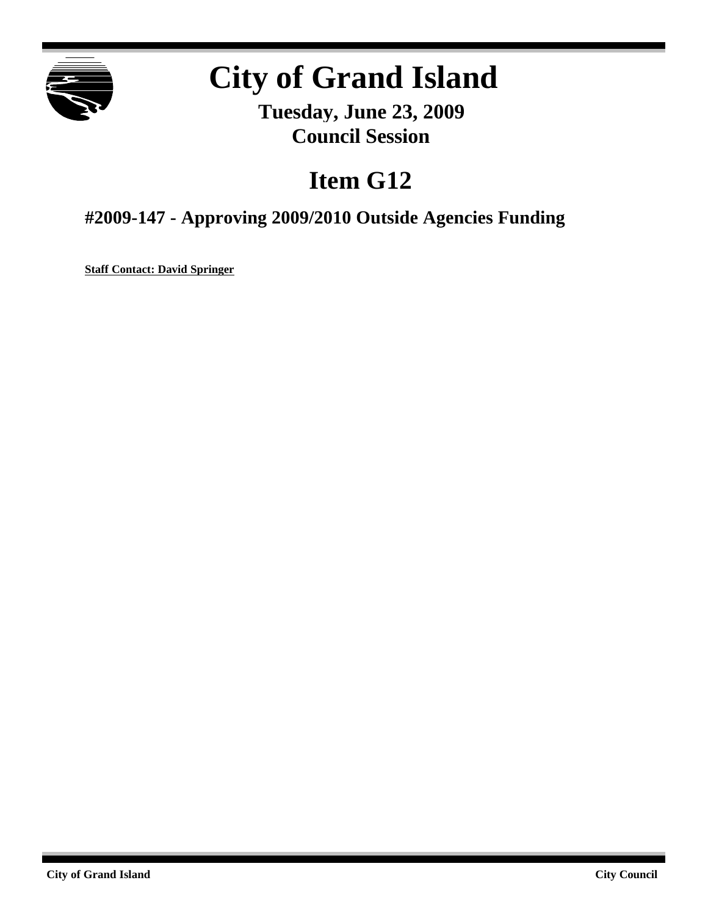# City of Grand Island

**Tuesday, June 23, 2009**
**Council Session**

## Item G12

### #2009-147 - Approving 2009/2010 Outside Agencies Funding

**Staff Contact: David Springer**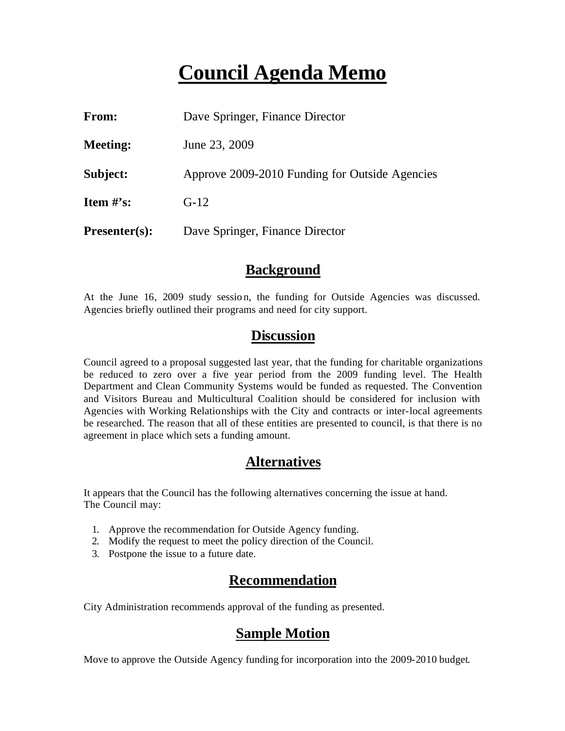# Council Agenda Memo

**From:** Dave Springer, Finance Director

**Meeting:** June 23, 2009

**Subject:** Approve 2009-2010 Funding for Outside Agencies

**Item #'s:** G-12

**Presenter(s):** Dave Springer, Finance Director

## Background

At the June 16, 2009 study session, the funding for Outside Agencies was discussed. Agencies briefly outlined their programs and need for city support.

## Discussion

Council agreed to a proposal suggested last year, that the funding for charitable organizations be reduced to zero over a five year period from the 2009 funding level. The Health Department and Clean Community Systems would be funded as requested. The Convention and Visitors Bureau and Multicultural Coalition should be considered for inclusion with Agencies with Working Relationships with the City and contracts or inter-local agreements be researched. The reason that all of these entities are presented to council, is that there is no agreement in place which sets a funding amount.

## Alternatives

It appears that the Council has the following alternatives concerning the issue at hand.
The Council may:

1. Approve the recommendation for Outside Agency funding.
2. Modify the request to meet the policy direction of the Council.
3. Postpone the issue to a future date.

## Recommendation

City Administration recommends approval of the funding as presented.

## Sample Motion

Move to approve the Outside Agency funding for incorporation into the 2009-2010 budget.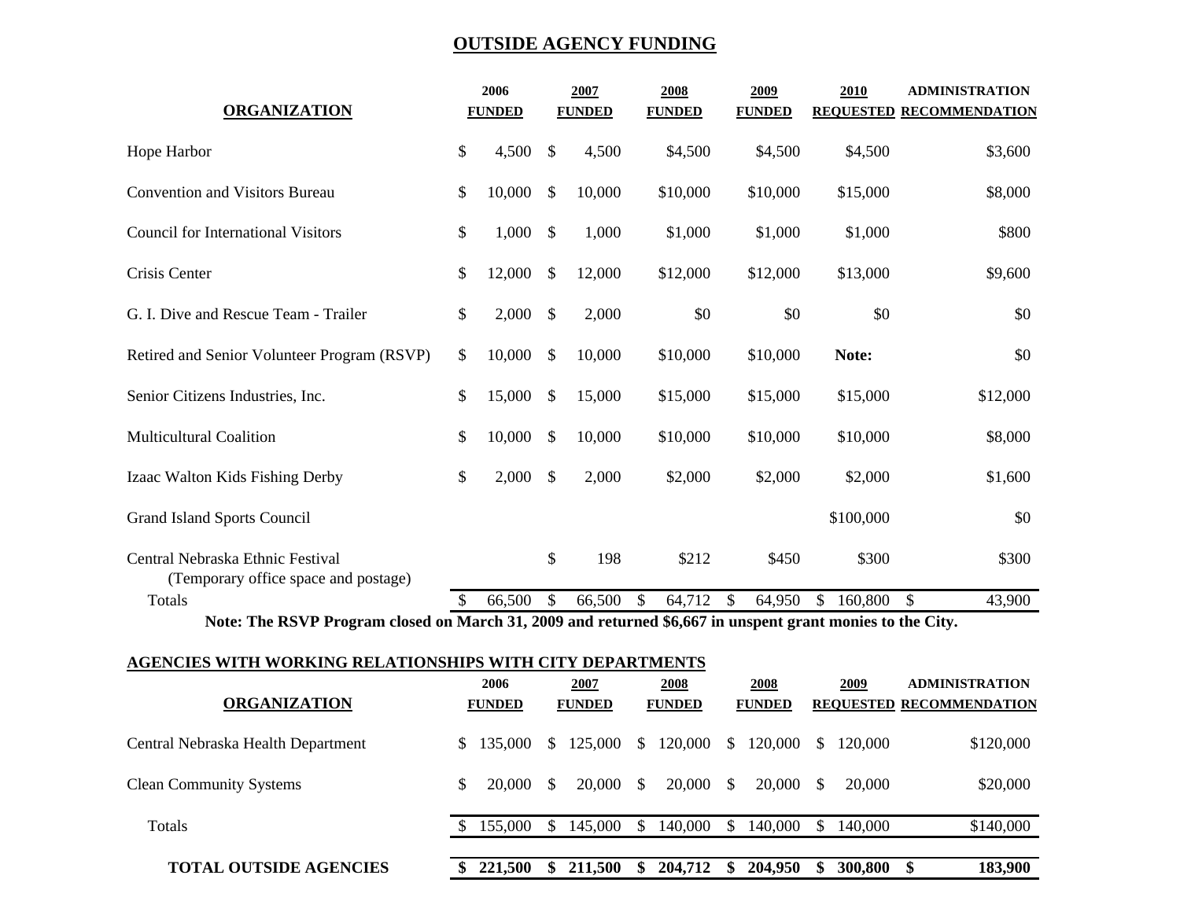# OUTSIDE AGENCY FUNDING

| ORGANIZATION | 2006 FUNDED | 2007 FUNDED | 2008 FUNDED | 2009 FUNDED | 2010 REQUESTED | ADMINISTRATION RECOMMENDATION |
|---|---|---|---|---|---|---|
| Hope Harbor | $ 4,500 | $ 4,500 | $4,500 | $4,500 | $4,500 | $3,600 |
| Convention and Visitors Bureau | $ 10,000 | $ 10,000 | $10,000 | $10,000 | $15,000 | $8,000 |
| Council for International Visitors | $ 1,000 | $ 1,000 | $1,000 | $1,000 | $1,000 | $800 |
| Crisis Center | $ 12,000 | $ 12,000 | $12,000 | $12,000 | $13,000 | $9,600 |
| G. I. Dive and Rescue Team - Trailer | $ 2,000 | $ 2,000 | $0 | $0 | $0 | $0 |
| Retired and Senior Volunteer Program (RSVP) | $ 10,000 | $ 10,000 | $10,000 | $10,000 | **Note:** | $0 |
| Senior Citizens Industries, Inc. | $ 15,000 | $ 15,000 | $15,000 | $15,000 | $15,000 | $12,000 |
| Multicultural Coalition | $ 10,000 | $ 10,000 | $10,000 | $10,000 | $10,000 | $8,000 |
| Izaac Walton Kids Fishing Derby | $ 2,000 | $ 2,000 | $2,000 | $2,000 | $2,000 | $1,600 |
| Grand Island Sports Council | | | | | $100,000 | $0 |
| Central Nebraska Ethnic Festival (Temporary office space and postage) | | $ 198 | $212 | $450 | $300 | $300 |
| Totals | $ 66,500 | $ 66,500 | $ 64,712 | $ 64,950 | $ 160,800 | $ 43,900 |

**Note: The RSVP Program closed on March 31, 2009 and returned $6,667 in unspent grant monies to the City.**

## AGENCIES WITH WORKING RELATIONSHIPS WITH CITY DEPARTMENTS

| ORGANIZATION | 2006 FUNDED | 2007 FUNDED | 2008 FUNDED | 2008 FUNDED | 2009 REQUESTED | ADMINISTRATION RECOMMENDATION |
|---|---|---|---|---|---|---|
| Central Nebraska Health Department | $ 135,000 | $ 125,000 | $ 120,000 | $ 120,000 | $ 120,000 | $120,000 |
| Clean Community Systems | $ 20,000 | $ 20,000 | $ 20,000 | $ 20,000 | $ 20,000 | $20,000 |
| Totals | $ 155,000 | $ 145,000 | $ 140,000 | $ 140,000 | $ 140,000 | $140,000 |
| **TOTAL OUTSIDE AGENCIES** | **$ 221,500** | **$ 211,500** | **$ 204,712** | **$ 204,950** | **$ 300,800** | **$ 183,900** |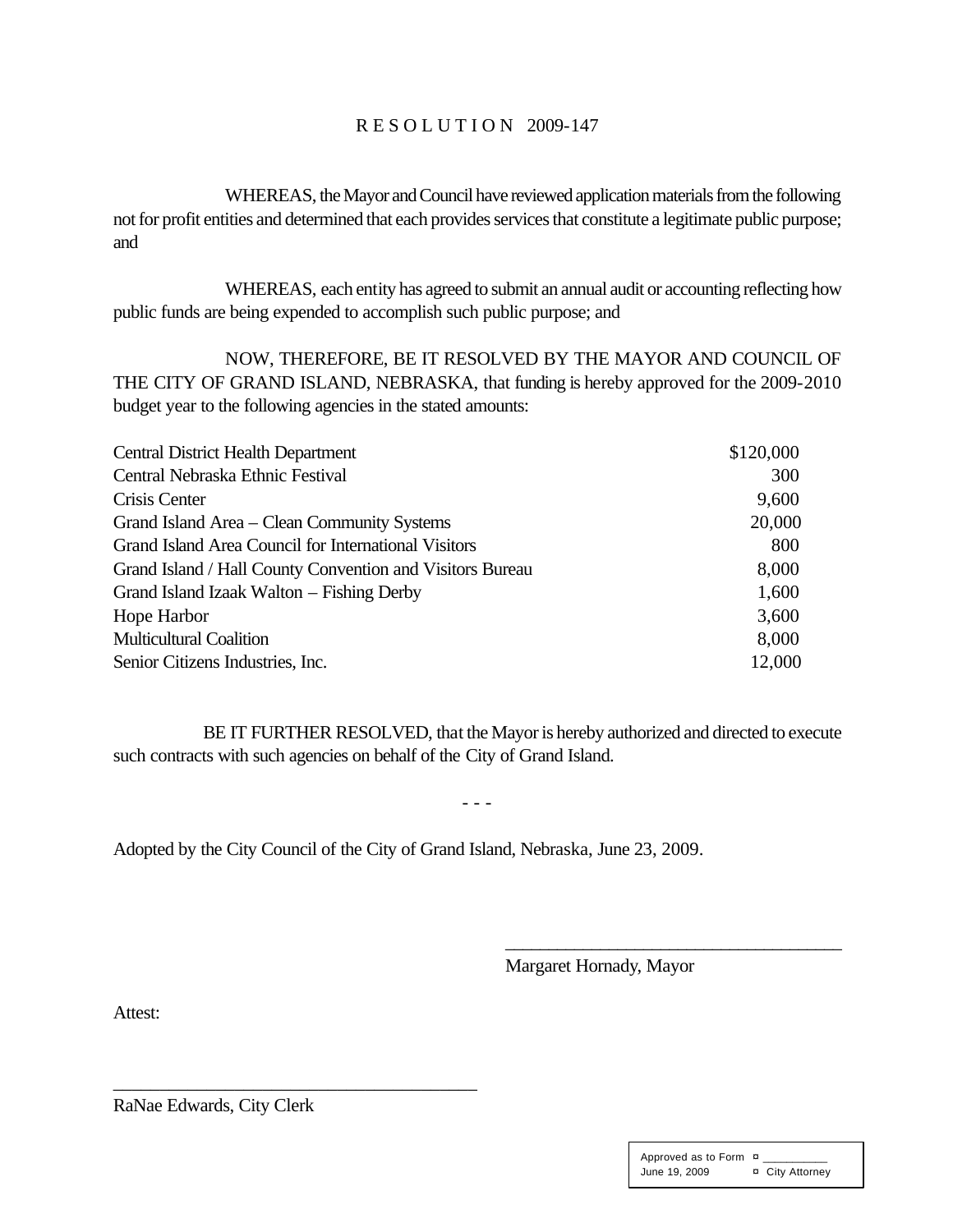# R E S O L U T I O N 2009-147

WHEREAS, the Mayor and Council have reviewed application materials from the following not for profit entities and determined that each provides services that constitute a legitimate public purpose; and

WHEREAS, each entity has agreed to submit an annual audit or accounting reflecting how public funds are being expended to accomplish such public purpose; and

NOW, THEREFORE, BE IT RESOLVED BY THE MAYOR AND COUNCIL OF THE CITY OF GRAND ISLAND, NEBRASKA, that funding is hereby approved for the 2009-2010 budget year to the following agencies in the stated amounts:

| | |
|---|---:|
| Central District Health Department | $120,000 |
| Central Nebraska Ethnic Festival | 300 |
| Crisis Center | 9,600 |
| Grand Island Area – Clean Community Systems | 20,000 |
| Grand Island Area Council for International Visitors | 800 |
| Grand Island / Hall County Convention and Visitors Bureau | 8,000 |
| Grand Island Izaak Walton – Fishing Derby | 1,600 |
| Hope Harbor | 3,600 |
| Multicultural Coalition | 8,000 |
| Senior Citizens Industries, Inc. | 12,000 |

BE IT FURTHER RESOLVED, that the Mayor is hereby authorized and directed to execute such contracts with such agencies on behalf of the City of Grand Island.

\- - -

Adopted by the City Council of the City of Grand Island, Nebraska, June 23, 2009.

_____________________________________
Margaret Hornady, Mayor

Attest:

_____________________________________
RaNae Edwards, City Clerk

Approved as to Form ¤ __________
June 19, 2009 ¤ City Attorney